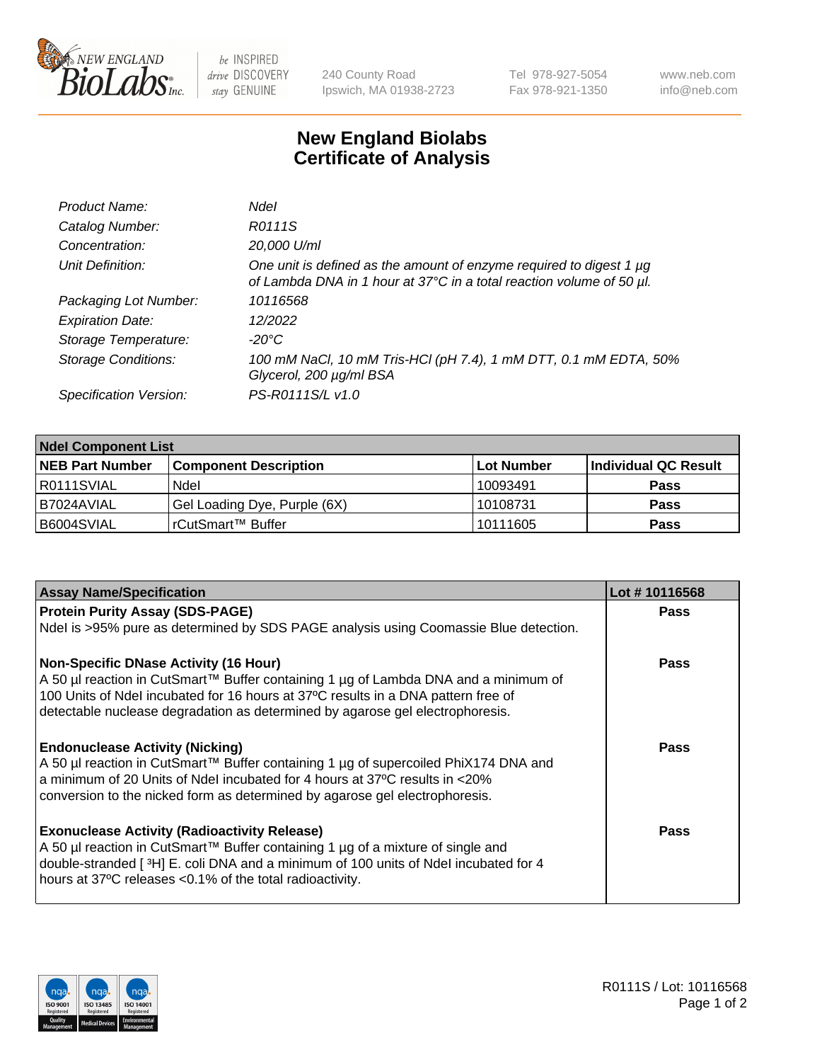# New England Biolabs Certificate of Analysis

| | |
|---|---|
| *Product Name:* | *NdeI* |
| *Catalog Number:* | *R0111S* |
| *Concentration:* | *20,000 U/ml* |
| *Unit Definition:* | *One unit is defined as the amount of enzyme required to digest 1 µg of Lambda DNA in 1 hour at 37°C in a total reaction volume of 50 µl.* |
| *Packaging Lot Number:* | *10116568* |
| *Expiration Date:* | *12/2022* |
| *Storage Temperature:* | *-20°C* |
| *Storage Conditions:* | *100 mM NaCl, 10 mM Tris-HCl (pH 7.4), 1 mM DTT, 0.1 mM EDTA, 50% Glycerol, 200 µg/ml BSA* |
| *Specification Version:* | *PS-R0111S/L v1.0* |

| **NdeI Component List** | | | |
|---|---|---|---|
| **NEB Part Number** | **Component Description** | **Lot Number** | **Individual QC Result** |
| R0111SVIAL | NdeI | 10093491 | **Pass** |
| B7024AVIAL | Gel Loading Dye, Purple (6X) | 10108731 | **Pass** |
| B6004SVIAL | rCutSmart™ Buffer | 10111605 | **Pass** |

| **Assay Name/Specification** | **Lot # 10116568** |
|---|---|
| **Protein Purity Assay (SDS-PAGE)**<br>NdeI is >95% pure as determined by SDS PAGE analysis using Coomassie Blue detection. | **Pass** |
| **Non-Specific DNase Activity (16 Hour)**<br>A 50 µl reaction in CutSmart™ Buffer containing 1 µg of Lambda DNA and a minimum of 100 Units of NdeI incubated for 16 hours at 37ºC results in a DNA pattern free of detectable nuclease degradation as determined by agarose gel electrophoresis. | **Pass** |
| **Endonuclease Activity (Nicking)**<br>A 50 µl reaction in CutSmart™ Buffer containing 1 µg of supercoiled PhiX174 DNA and a minimum of 20 Units of NdeI incubated for 4 hours at 37ºC results in <20% conversion to the nicked form as determined by agarose gel electrophoresis. | **Pass** |
| **Exonuclease Activity (Radioactivity Release)**<br>A 50 µl reaction in CutSmart™ Buffer containing 1 µg of a mixture of single and double-stranded [ $^3$H] E. coli DNA and a minimum of 100 units of NdeI incubated for 4 hours at 37ºC releases <0.1% of the total radioactivity. | **Pass** |

R0111S / Lot: 10116568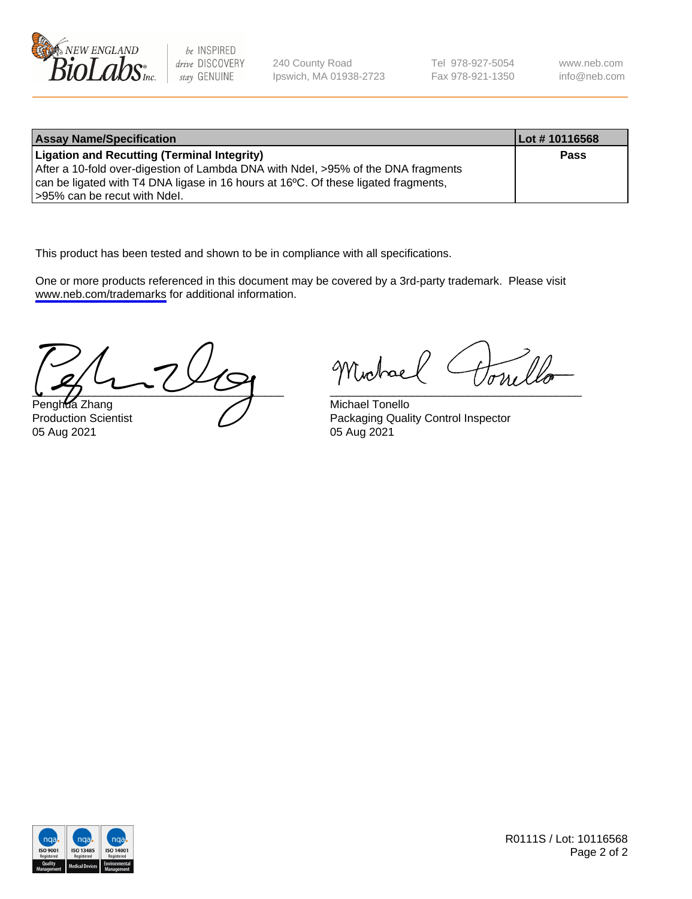| Assay Name/Specification | Lot # 10116568 |
| --- | --- |
| **Ligation and Recutting (Terminal Integrity)** After a 10-fold over-digestion of Lambda DNA with NdeI, >95% of the DNA fragments can be ligated with T4 DNA ligase in 16 hours at 16ºC. Of these ligated fragments, >95% can be recut with NdeI. | **Pass** |

This product has been tested and shown to be in compliance with all specifications.

One or more products referenced in this document may be covered by a 3rd-party trademark. Please visit www.neb.com/trademarks for additional information.

Penghua Zhang
Production Scientist
05 Aug 2021

Michael Tonello
Packaging Quality Control Inspector
05 Aug 2021

R0111S / Lot: 10116568